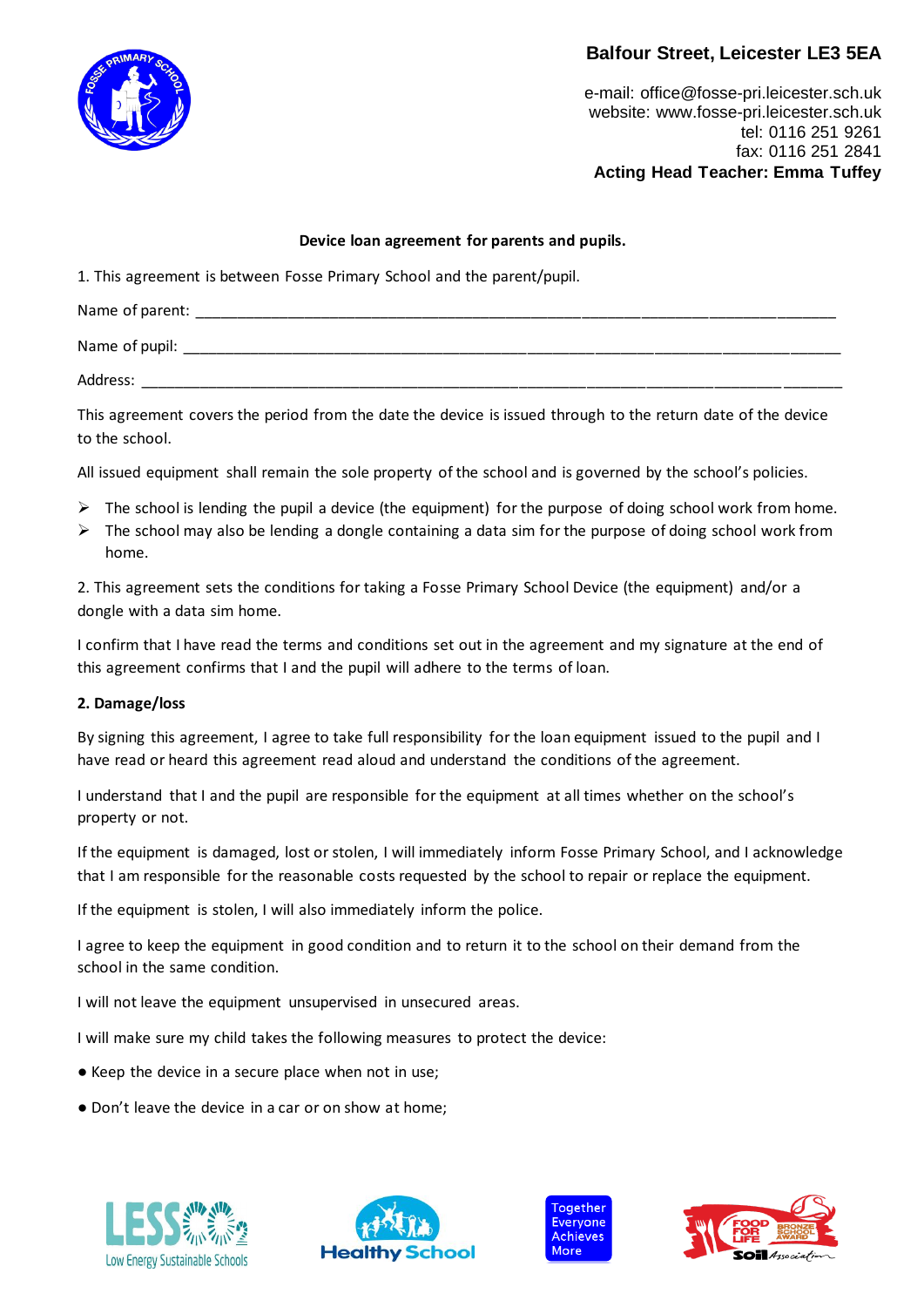Balfour Street, Leicester LE3 5EA

e-mail: office@fosse-pri.leicester.sch.uk
website: www.fosse-pri.leicester.sch.uk
tel: 0116 251 9261
fax: 0116 251 2841
**Acting Head Teacher: Emma Tuffey**

**Device loan agreement for parents and pupils.**

1. This agreement is between Fosse Primary School and the parent/pupil.

Name of parent: ______________________________________________________________________________

Name of pupil: _______________________________________________________________________________

Address: ____________________________________________________________________________________

This agreement covers the period from the date the device is issued through to the return date of the device to the school.

All issued equipment shall remain the sole property of the school and is governed by the school's policies.

- The school is lending the pupil a device (the equipment) for the purpose of doing school work from home.
- The school may also be lending a dongle containing a data sim for the purpose of doing school work from home.

2. This agreement sets the conditions for taking a Fosse Primary School Device (the equipment) and/or a dongle with a data sim home.

I confirm that I have read the terms and conditions set out in the agreement and my signature at the end of this agreement confirms that I and the pupil will adhere to the terms of loan.

**2. Damage/loss**

By signing this agreement, I agree to take full responsibility for the loan equipment issued to the pupil and I have read or heard this agreement read aloud and understand the conditions of the agreement.

I understand that I and the pupil are responsible for the equipment at all times whether on the school's property or not.

If the equipment is damaged, lost or stolen, I will immediately inform Fosse Primary School, and I acknowledge that I am responsible for the reasonable costs requested by the school to repair or replace the equipment.

If the equipment is stolen, I will also immediately inform the police.

I agree to keep the equipment in good condition and to return it to the school on their demand from the school in the same condition.

I will not leave the equipment unsupervised in unsecured areas.

I will make sure my child takes the following measures to protect the device:

- Keep the device in a secure place when not in use;
- Don't leave the device in a car or on show at home;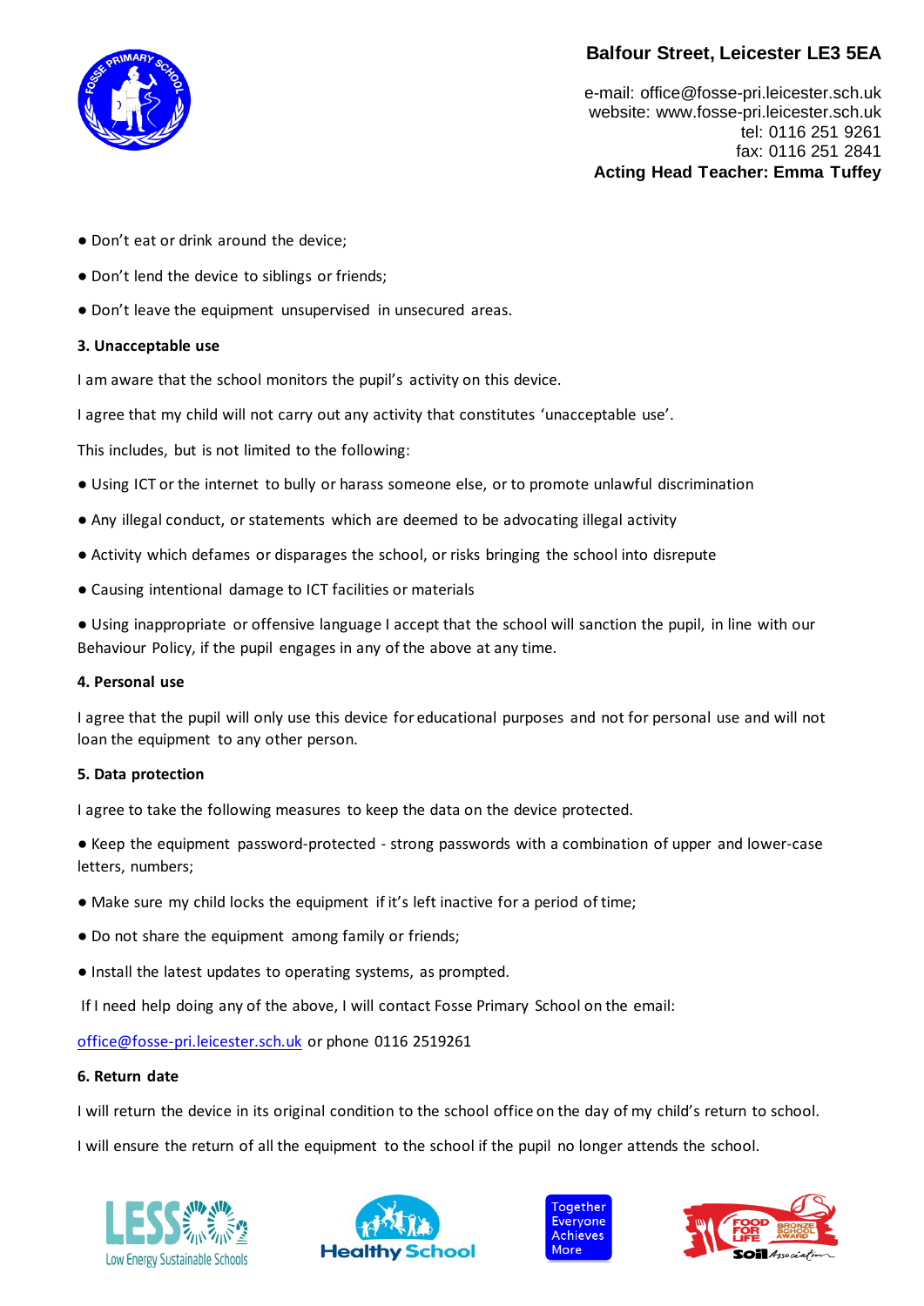- Don't eat or drink around the device;
- Don't lend the device to siblings or friends;
- Don't leave the equipment unsupervised in unsecured areas.

**3. Unacceptable use**

I am aware that the school monitors the pupil's activity on this device.

I agree that my child will not carry out any activity that constitutes 'unacceptable use'.

This includes, but is not limited to the following:

- Using ICT or the internet to bully or harass someone else, or to promote unlawful discrimination
- Any illegal conduct, or statements which are deemed to be advocating illegal activity
- Activity which defames or disparages the school, or risks bringing the school into disrepute
- Causing intentional damage to ICT facilities or materials
- Using inappropriate or offensive language I accept that the school will sanction the pupil, in line with our Behaviour Policy, if the pupil engages in any of the above at any time.

**4. Personal use**

I agree that the pupil will only use this device for educational purposes and not for personal use and will not loan the equipment to any other person.

**5. Data protection**

I agree to take the following measures to keep the data on the device protected.

- Keep the equipment password-protected - strong passwords with a combination of upper and lower-case letters, numbers;
- Make sure my child locks the equipment if it's left inactive for a period of time;
- Do not share the equipment among family or friends;
- Install the latest updates to operating systems, as prompted.

If I need help doing any of the above, I will contact Fosse Primary School on the email:

office@fosse-pri.leicester.sch.uk or phone 0116 2519261

**6. Return date**

I will return the device in its original condition to the school office on the day of my child's return to school.

I will ensure the return of all the equipment to the school if the pupil no longer attends the school.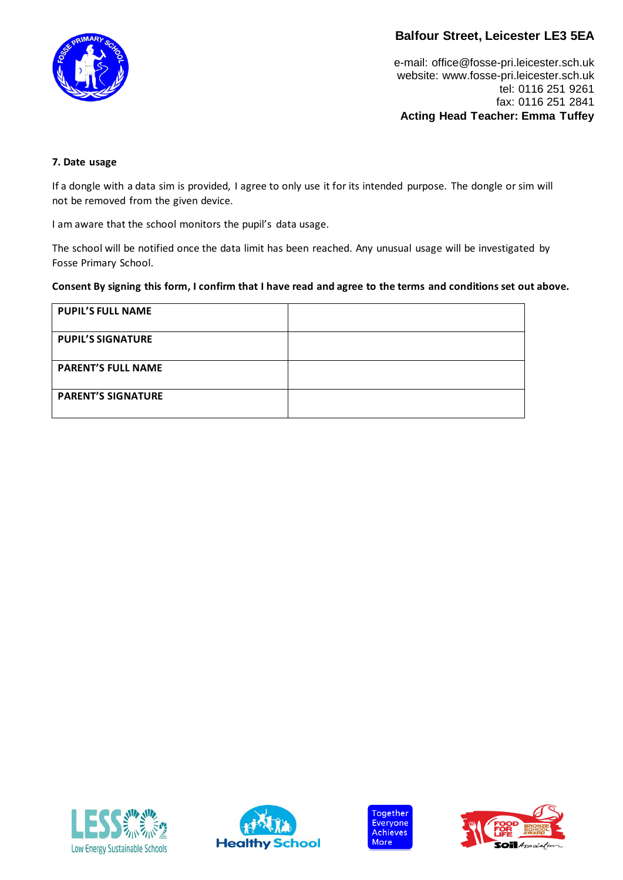Balfour Street, Leicester LE3 5EA

e-mail: office@fosse-pri.leicester.sch.uk
website: www.fosse-pri.leicester.sch.uk
tel: 0116 251 9261
fax: 0116 251 2841
**Acting Head Teacher: Emma Tuffey**

**7. Date usage**

If a dongle with a data sim is provided, I agree to only use it for its intended purpose. The dongle or sim will not be removed from the given device.

I am aware that the school monitors the pupil's data usage.

The school will be notified once the data limit has been reached. Any unusual usage will be investigated by Fosse Primary School.

**Consent By signing this form, I confirm that I have read and agree to the terms and conditions set out above.**

| | |
|---|---|
| **PUPIL'S FULL NAME** | |
| **PUPIL'S SIGNATURE** | |
| **PARENT'S FULL NAME** | |
| **PARENT'S SIGNATURE** | |